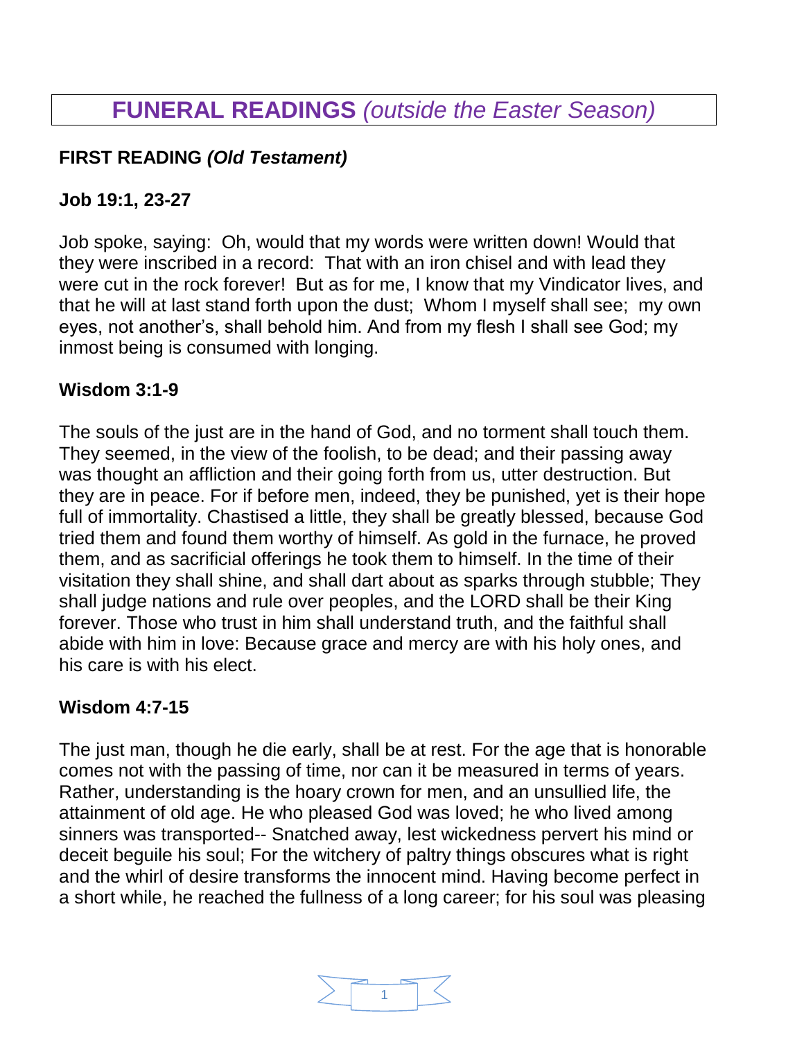# FUNERAL READINGS *(outside the Easter Season)*

## FIRST READING *(Old Testament)*

### Job 19:1, 23-27

Job spoke, saying: Oh, would that my words were written down! Would that they were inscribed in a record: That with an iron chisel and with lead they were cut in the rock forever! But as for me, I know that my Vindicator lives, and that he will at last stand forth upon the dust; Whom I myself shall see; my own eyes, not another's, shall behold him. And from my flesh I shall see God; my inmost being is consumed with longing.

### Wisdom 3:1-9

The souls of the just are in the hand of God, and no torment shall touch them. They seemed, in the view of the foolish, to be dead; and their passing away was thought an affliction and their going forth from us, utter destruction. But they are in peace. For if before men, indeed, they be punished, yet is their hope full of immortality. Chastised a little, they shall be greatly blessed, because God tried them and found them worthy of himself. As gold in the furnace, he proved them, and as sacrificial offerings he took them to himself. In the time of their visitation they shall shine, and shall dart about as sparks through stubble; They shall judge nations and rule over peoples, and the LORD shall be their King forever. Those who trust in him shall understand truth, and the faithful shall abide with him in love: Because grace and mercy are with his holy ones, and his care is with his elect.

### Wisdom 4:7-15

The just man, though he die early, shall be at rest. For the age that is honorable comes not with the passing of time, nor can it be measured in terms of years. Rather, understanding is the hoary crown for men, and an unsullied life, the attainment of old age. He who pleased God was loved; he who lived among sinners was transported-- Snatched away, lest wickedness pervert his mind or deceit beguile his soul; For the witchery of paltry things obscures what is right and the whirl of desire transforms the innocent mind. Having become perfect in a short while, he reached the fullness of a long career; for his soul was pleasing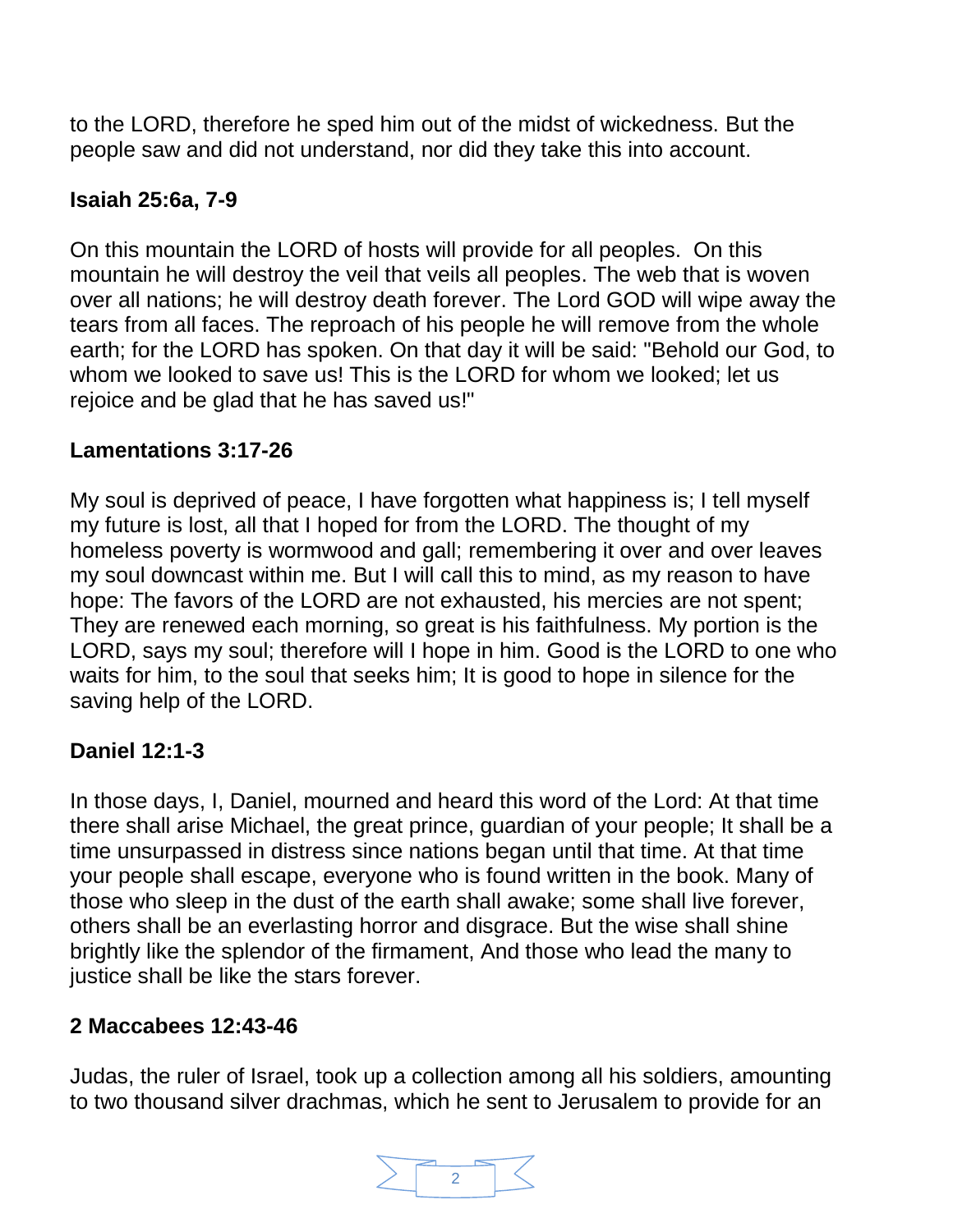to the LORD, therefore he sped him out of the midst of wickedness. But the people saw and did not understand, nor did they take this into account.

**Isaiah 25:6a, 7-9**

On this mountain the LORD of hosts will provide for all peoples. On this mountain he will destroy the veil that veils all peoples. The web that is woven over all nations; he will destroy death forever. The Lord GOD will wipe away the tears from all faces. The reproach of his people he will remove from the whole earth; for the LORD has spoken. On that day it will be said: "Behold our God, to whom we looked to save us! This is the LORD for whom we looked; let us rejoice and be glad that he has saved us!"

**Lamentations 3:17-26**

My soul is deprived of peace, I have forgotten what happiness is; I tell myself my future is lost, all that I hoped for from the LORD. The thought of my homeless poverty is wormwood and gall; remembering it over and over leaves my soul downcast within me. But I will call this to mind, as my reason to have hope: The favors of the LORD are not exhausted, his mercies are not spent; They are renewed each morning, so great is his faithfulness. My portion is the LORD, says my soul; therefore will I hope in him. Good is the LORD to one who waits for him, to the soul that seeks him; It is good to hope in silence for the saving help of the LORD.

**Daniel 12:1-3**

In those days, I, Daniel, mourned and heard this word of the Lord: At that time there shall arise Michael, the great prince, guardian of your people; It shall be a time unsurpassed in distress since nations began until that time. At that time your people shall escape, everyone who is found written in the book. Many of those who sleep in the dust of the earth shall awake; some shall live forever, others shall be an everlasting horror and disgrace. But the wise shall shine brightly like the splendor of the firmament, And those who lead the many to justice shall be like the stars forever.

**2 Maccabees 12:43-46**

Judas, the ruler of Israel, took up a collection among all his soldiers, amounting to two thousand silver drachmas, which he sent to Jerusalem to provide for an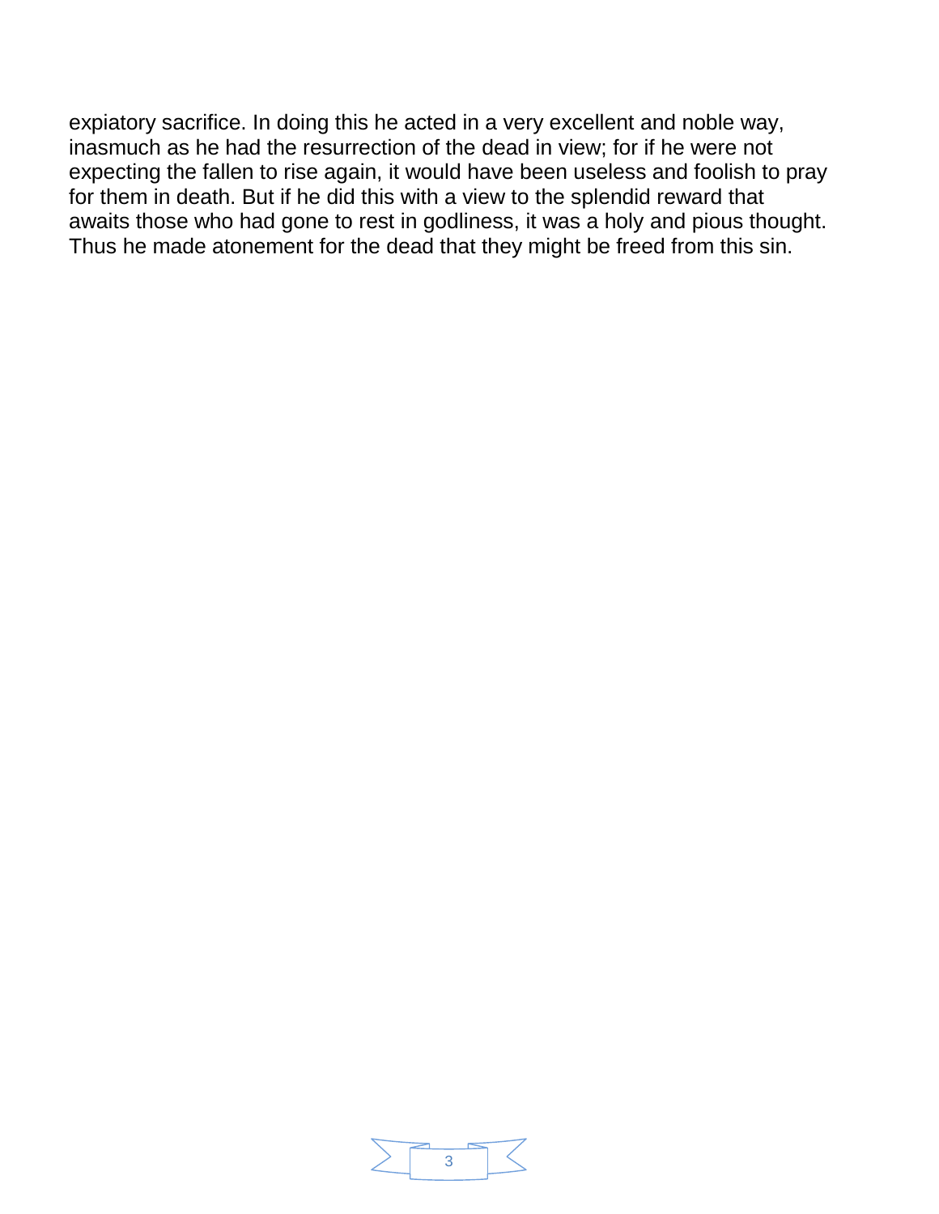expiatory sacrifice. In doing this he acted in a very excellent and noble way, inasmuch as he had the resurrection of the dead in view; for if he were not expecting the fallen to rise again, it would have been useless and foolish to pray for them in death. But if he did this with a view to the splendid reward that awaits those who had gone to rest in godliness, it was a holy and pious thought. Thus he made atonement for the dead that they might be freed from this sin.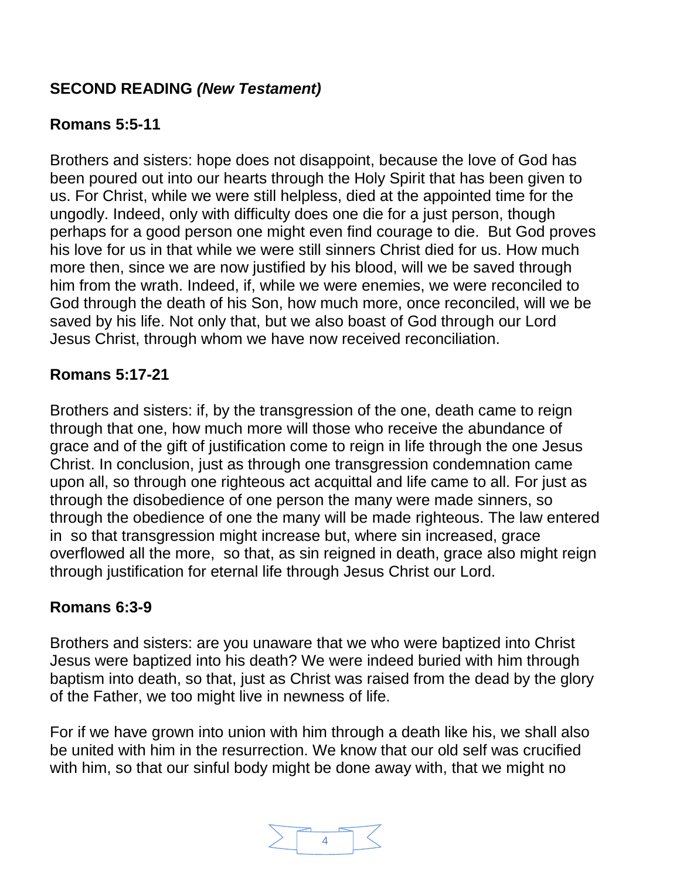## SECOND READING *(New Testament)*

### Romans 5:5-11

Brothers and sisters: hope does not disappoint, because the love of God has been poured out into our hearts through the Holy Spirit that has been given to us. For Christ, while we were still helpless, died at the appointed time for the ungodly. Indeed, only with difficulty does one die for a just person, though perhaps for a good person one might even find courage to die. But God proves his love for us in that while we were still sinners Christ died for us. How much more then, since we are now justified by his blood, will we be saved through him from the wrath. Indeed, if, while we were enemies, we were reconciled to God through the death of his Son, how much more, once reconciled, will we be saved by his life. Not only that, but we also boast of God through our Lord Jesus Christ, through whom we have now received reconciliation.

### Romans 5:17-21

Brothers and sisters: if, by the transgression of the one, death came to reign through that one, how much more will those who receive the abundance of grace and of the gift of justification come to reign in life through the one Jesus Christ. In conclusion, just as through one transgression condemnation came upon all, so through one righteous act acquittal and life came to all. For just as through the disobedience of one person the many were made sinners, so through the obedience of one the many will be made righteous. The law entered in so that transgression might increase but, where sin increased, grace overflowed all the more, so that, as sin reigned in death, grace also might reign through justification for eternal life through Jesus Christ our Lord.

### Romans 6:3-9

Brothers and sisters: are you unaware that we who were baptized into Christ Jesus were baptized into his death? We were indeed buried with him through baptism into death, so that, just as Christ was raised from the dead by the glory of the Father, we too might live in newness of life.

For if we have grown into union with him through a death like his, we shall also be united with him in the resurrection. We know that our old self was crucified with him, so that our sinful body might be done away with, that we might no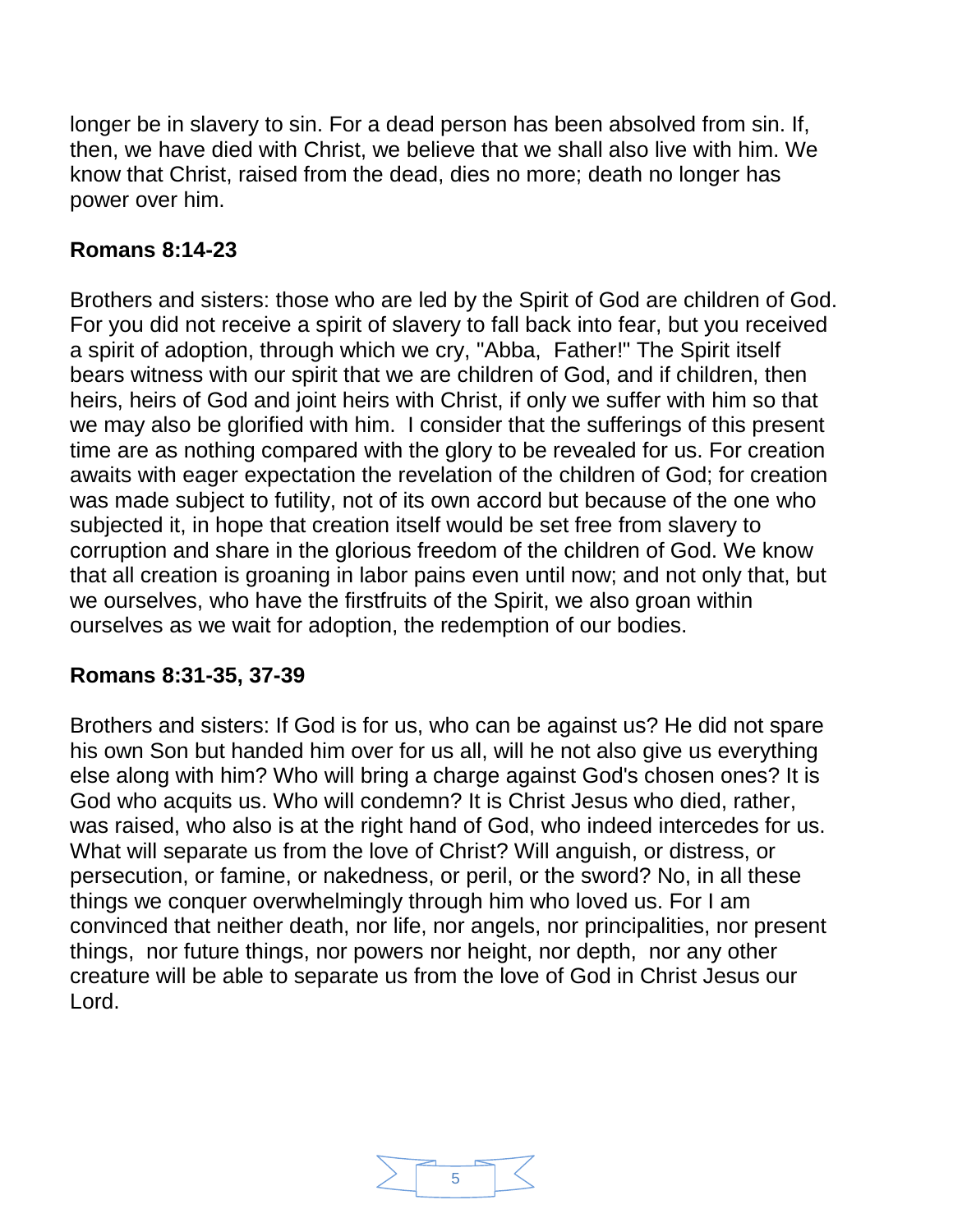longer be in slavery to sin. For a dead person has been absolved from sin. If, then, we have died with Christ, we believe that we shall also live with him. We know that Christ, raised from the dead, dies no more; death no longer has power over him.

**Romans 8:14-23**

Brothers and sisters: those who are led by the Spirit of God are children of God. For you did not receive a spirit of slavery to fall back into fear, but you received a spirit of adoption, through which we cry, "Abba, Father!" The Spirit itself bears witness with our spirit that we are children of God, and if children, then heirs, heirs of God and joint heirs with Christ, if only we suffer with him so that we may also be glorified with him. I consider that the sufferings of this present time are as nothing compared with the glory to be revealed for us. For creation awaits with eager expectation the revelation of the children of God; for creation was made subject to futility, not of its own accord but because of the one who subjected it, in hope that creation itself would be set free from slavery to corruption and share in the glorious freedom of the children of God. We know that all creation is groaning in labor pains even until now; and not only that, but we ourselves, who have the firstfruits of the Spirit, we also groan within ourselves as we wait for adoption, the redemption of our bodies.

**Romans 8:31-35, 37-39**

Brothers and sisters: If God is for us, who can be against us? He did not spare his own Son but handed him over for us all, will he not also give us everything else along with him? Who will bring a charge against God's chosen ones? It is God who acquits us. Who will condemn? It is Christ Jesus who died, rather, was raised, who also is at the right hand of God, who indeed intercedes for us. What will separate us from the love of Christ? Will anguish, or distress, or persecution, or famine, or nakedness, or peril, or the sword? No, in all these things we conquer overwhelmingly through him who loved us. For I am convinced that neither death, nor life, nor angels, nor principalities, nor present things, nor future things, nor powers nor height, nor depth, nor any other creature will be able to separate us from the love of God in Christ Jesus our Lord.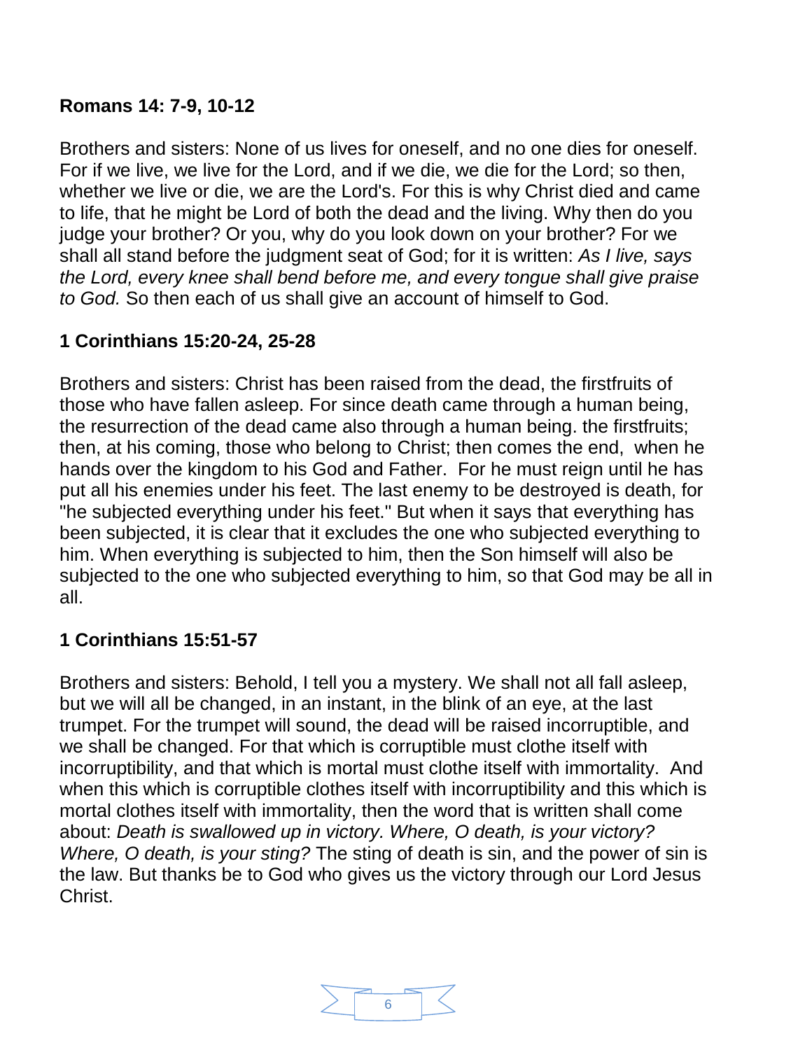**Romans 14: 7-9, 10-12**

Brothers and sisters: None of us lives for oneself, and no one dies for oneself. For if we live, we live for the Lord, and if we die, we die for the Lord; so then, whether we live or die, we are the Lord's. For this is why Christ died and came to life, that he might be Lord of both the dead and the living. Why then do you judge your brother? Or you, why do you look down on your brother? For we shall all stand before the judgment seat of God; for it is written: *As I live, says the Lord, every knee shall bend before me, and every tongue shall give praise to God.* So then each of us shall give an account of himself to God.

**1 Corinthians 15:20-24, 25-28**

Brothers and sisters: Christ has been raised from the dead, the firstfruits of those who have fallen asleep. For since death came through a human being, the resurrection of the dead came also through a human being. the firstfruits; then, at his coming, those who belong to Christ; then comes the end, when he hands over the kingdom to his God and Father. For he must reign until he has put all his enemies under his feet. The last enemy to be destroyed is death, for "he subjected everything under his feet." But when it says that everything has been subjected, it is clear that it excludes the one who subjected everything to him. When everything is subjected to him, then the Son himself will also be subjected to the one who subjected everything to him, so that God may be all in all.

**1 Corinthians 15:51-57**

Brothers and sisters: Behold, I tell you a mystery. We shall not all fall asleep, but we will all be changed, in an instant, in the blink of an eye, at the last trumpet. For the trumpet will sound, the dead will be raised incorruptible, and we shall be changed. For that which is corruptible must clothe itself with incorruptibility, and that which is mortal must clothe itself with immortality. And when this which is corruptible clothes itself with incorruptibility and this which is mortal clothes itself with immortality, then the word that is written shall come about: *Death is swallowed up in victory. Where, O death, is your victory? Where, O death, is your sting?* The sting of death is sin, and the power of sin is the law. But thanks be to God who gives us the victory through our Lord Jesus Christ.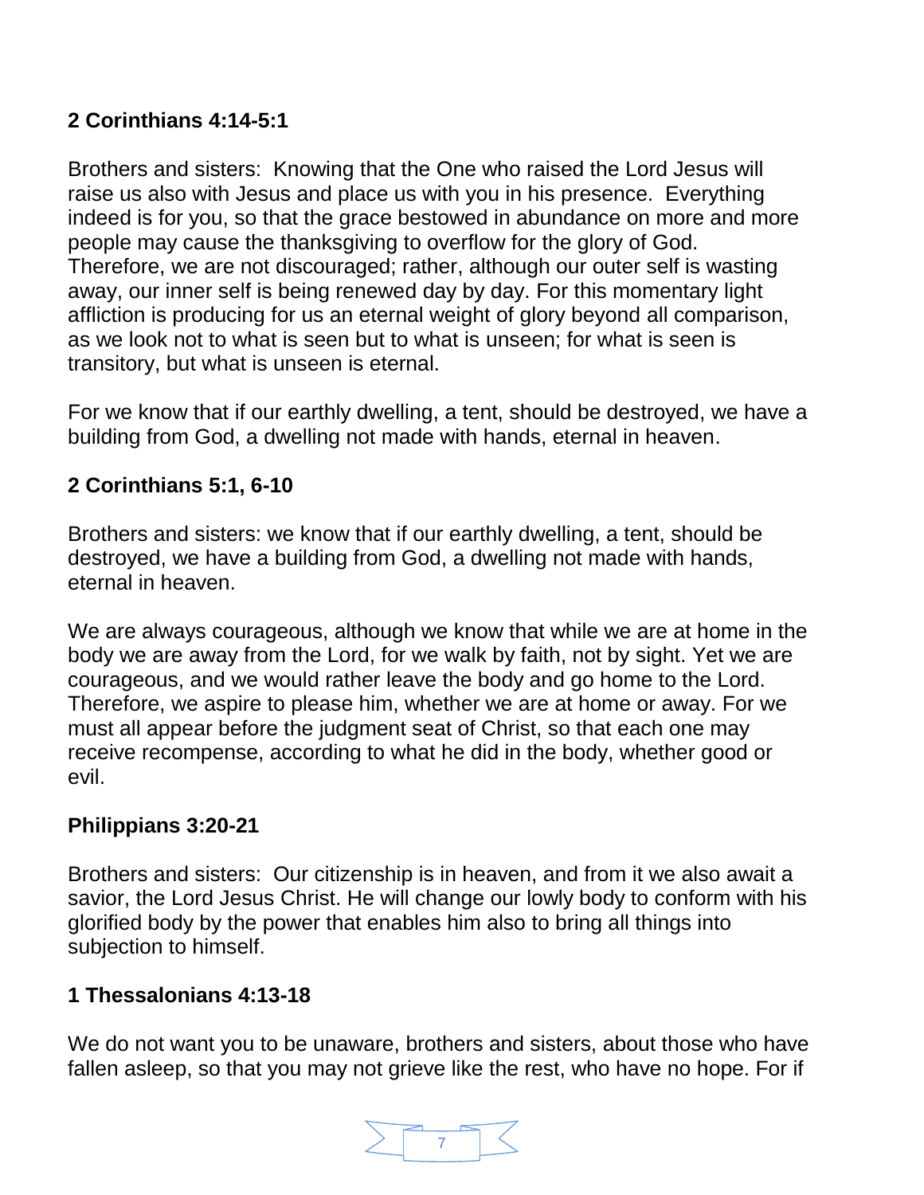**2 Corinthians 4:14-5:1**

Brothers and sisters: Knowing that the One who raised the Lord Jesus will raise us also with Jesus and place us with you in his presence. Everything indeed is for you, so that the grace bestowed in abundance on more and more people may cause the thanksgiving to overflow for the glory of God. Therefore, we are not discouraged; rather, although our outer self is wasting away, our inner self is being renewed day by day. For this momentary light affliction is producing for us an eternal weight of glory beyond all comparison, as we look not to what is seen but to what is unseen; for what is seen is transitory, but what is unseen is eternal.

For we know that if our earthly dwelling, a tent, should be destroyed, we have a building from God, a dwelling not made with hands, eternal in heaven.

**2 Corinthians 5:1, 6-10**

Brothers and sisters: we know that if our earthly dwelling, a tent, should be destroyed, we have a building from God, a dwelling not made with hands, eternal in heaven.

We are always courageous, although we know that while we are at home in the body we are away from the Lord, for we walk by faith, not by sight. Yet we are courageous, and we would rather leave the body and go home to the Lord. Therefore, we aspire to please him, whether we are at home or away. For we must all appear before the judgment seat of Christ, so that each one may receive recompense, according to what he did in the body, whether good or evil.

**Philippians 3:20-21**

Brothers and sisters: Our citizenship is in heaven, and from it we also await a savior, the Lord Jesus Christ. He will change our lowly body to conform with his glorified body by the power that enables him also to bring all things into subjection to himself.

**1 Thessalonians 4:13-18**

We do not want you to be unaware, brothers and sisters, about those who have fallen asleep, so that you may not grieve like the rest, who have no hope. For if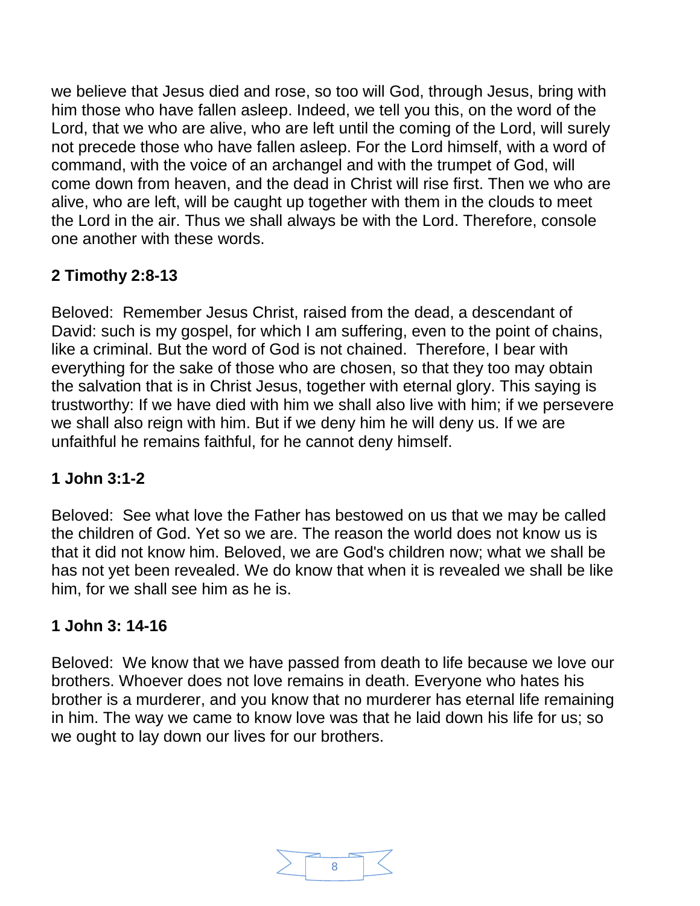we believe that Jesus died and rose, so too will God, through Jesus, bring with him those who have fallen asleep. Indeed, we tell you this, on the word of the Lord, that we who are alive, who are left until the coming of the Lord, will surely not precede those who have fallen asleep. For the Lord himself, with a word of command, with the voice of an archangel and with the trumpet of God, will come down from heaven, and the dead in Christ will rise first. Then we who are alive, who are left, will be caught up together with them in the clouds to meet the Lord in the air. Thus we shall always be with the Lord. Therefore, console one another with these words.

**2 Timothy 2:8-13**

Beloved: Remember Jesus Christ, raised from the dead, a descendant of David: such is my gospel, for which I am suffering, even to the point of chains, like a criminal. But the word of God is not chained. Therefore, I bear with everything for the sake of those who are chosen, so that they too may obtain the salvation that is in Christ Jesus, together with eternal glory. This saying is trustworthy: If we have died with him we shall also live with him; if we persevere we shall also reign with him. But if we deny him he will deny us. If we are unfaithful he remains faithful, for he cannot deny himself.

**1 John 3:1-2**

Beloved: See what love the Father has bestowed on us that we may be called the children of God. Yet so we are. The reason the world does not know us is that it did not know him. Beloved, we are God's children now; what we shall be has not yet been revealed. We do know that when it is revealed we shall be like him, for we shall see him as he is.

**1 John 3: 14-16**

Beloved: We know that we have passed from death to life because we love our brothers. Whoever does not love remains in death. Everyone who hates his brother is a murderer, and you know that no murderer has eternal life remaining in him. The way we came to know love was that he laid down his life for us; so we ought to lay down our lives for our brothers.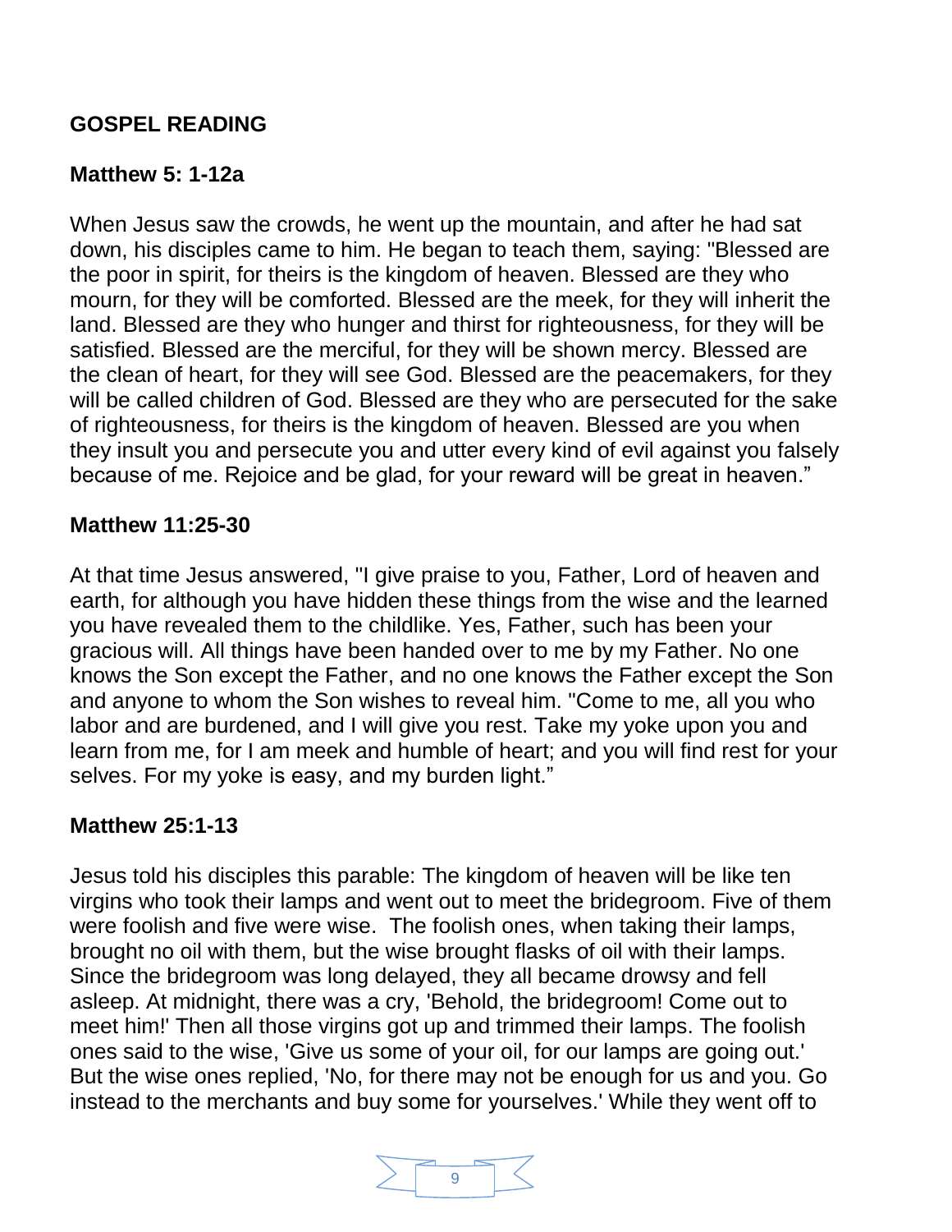## GOSPEL READING

### Matthew 5: 1-12a

When Jesus saw the crowds, he went up the mountain, and after he had sat down, his disciples came to him. He began to teach them, saying: "Blessed are the poor in spirit, for theirs is the kingdom of heaven. Blessed are they who mourn, for they will be comforted. Blessed are the meek, for they will inherit the land. Blessed are they who hunger and thirst for righteousness, for they will be satisfied. Blessed are the merciful, for they will be shown mercy. Blessed are the clean of heart, for they will see God. Blessed are the peacemakers, for they will be called children of God. Blessed are they who are persecuted for the sake of righteousness, for theirs is the kingdom of heaven. Blessed are you when they insult you and persecute you and utter every kind of evil against you falsely because of me. Rejoice and be glad, for your reward will be great in heaven."

### Matthew 11:25-30

At that time Jesus answered, "I give praise to you, Father, Lord of heaven and earth, for although you have hidden these things from the wise and the learned you have revealed them to the childlike. Yes, Father, such has been your gracious will. All things have been handed over to me by my Father. No one knows the Son except the Father, and no one knows the Father except the Son and anyone to whom the Son wishes to reveal him. "Come to me, all you who labor and are burdened, and I will give you rest. Take my yoke upon you and learn from me, for I am meek and humble of heart; and you will find rest for your selves. For my yoke is easy, and my burden light."

### Matthew 25:1-13

Jesus told his disciples this parable: The kingdom of heaven will be like ten virgins who took their lamps and went out to meet the bridegroom. Five of them were foolish and five were wise. The foolish ones, when taking their lamps, brought no oil with them, but the wise brought flasks of oil with their lamps. Since the bridegroom was long delayed, they all became drowsy and fell asleep. At midnight, there was a cry, 'Behold, the bridegroom! Come out to meet him!' Then all those virgins got up and trimmed their lamps. The foolish ones said to the wise, 'Give us some of your oil, for our lamps are going out.' But the wise ones replied, 'No, for there may not be enough for us and you. Go instead to the merchants and buy some for yourselves.' While they went off to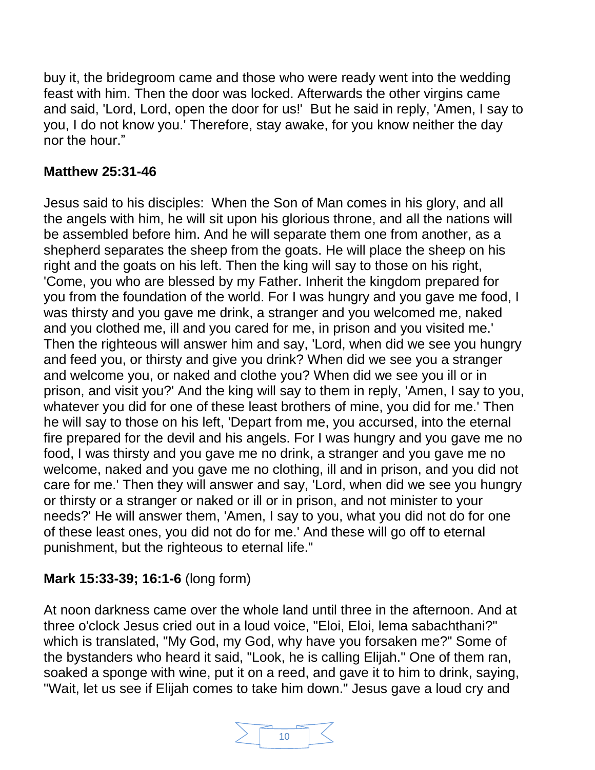buy it, the bridegroom came and those who were ready went into the wedding feast with him. Then the door was locked. Afterwards the other virgins came and said, 'Lord, Lord, open the door for us!' But he said in reply, 'Amen, I say to you, I do not know you.' Therefore, stay awake, for you know neither the day nor the hour."

**Matthew 25:31-46**

Jesus said to his disciples: When the Son of Man comes in his glory, and all the angels with him, he will sit upon his glorious throne, and all the nations will be assembled before him. And he will separate them one from another, as a shepherd separates the sheep from the goats. He will place the sheep on his right and the goats on his left. Then the king will say to those on his right, 'Come, you who are blessed by my Father. Inherit the kingdom prepared for you from the foundation of the world. For I was hungry and you gave me food, I was thirsty and you gave me drink, a stranger and you welcomed me, naked and you clothed me, ill and you cared for me, in prison and you visited me.' Then the righteous will answer him and say, 'Lord, when did we see you hungry and feed you, or thirsty and give you drink? When did we see you a stranger and welcome you, or naked and clothe you? When did we see you ill or in prison, and visit you?' And the king will say to them in reply, 'Amen, I say to you, whatever you did for one of these least brothers of mine, you did for me.' Then he will say to those on his left, 'Depart from me, you accursed, into the eternal fire prepared for the devil and his angels. For I was hungry and you gave me no food, I was thirsty and you gave me no drink, a stranger and you gave me no welcome, naked and you gave me no clothing, ill and in prison, and you did not care for me.' Then they will answer and say, 'Lord, when did we see you hungry or thirsty or a stranger or naked or ill or in prison, and not minister to your needs?' He will answer them, 'Amen, I say to you, what you did not do for one of these least ones, you did not do for me.' And these will go off to eternal punishment, but the righteous to eternal life."

**Mark 15:33-39; 16:1-6** (long form)

At noon darkness came over the whole land until three in the afternoon. And at three o'clock Jesus cried out in a loud voice, "Eloi, Eloi, lema sabachthani?" which is translated, "My God, my God, why have you forsaken me?" Some of the bystanders who heard it said, "Look, he is calling Elijah." One of them ran, soaked a sponge with wine, put it on a reed, and gave it to him to drink, saying, "Wait, let us see if Elijah comes to take him down." Jesus gave a loud cry and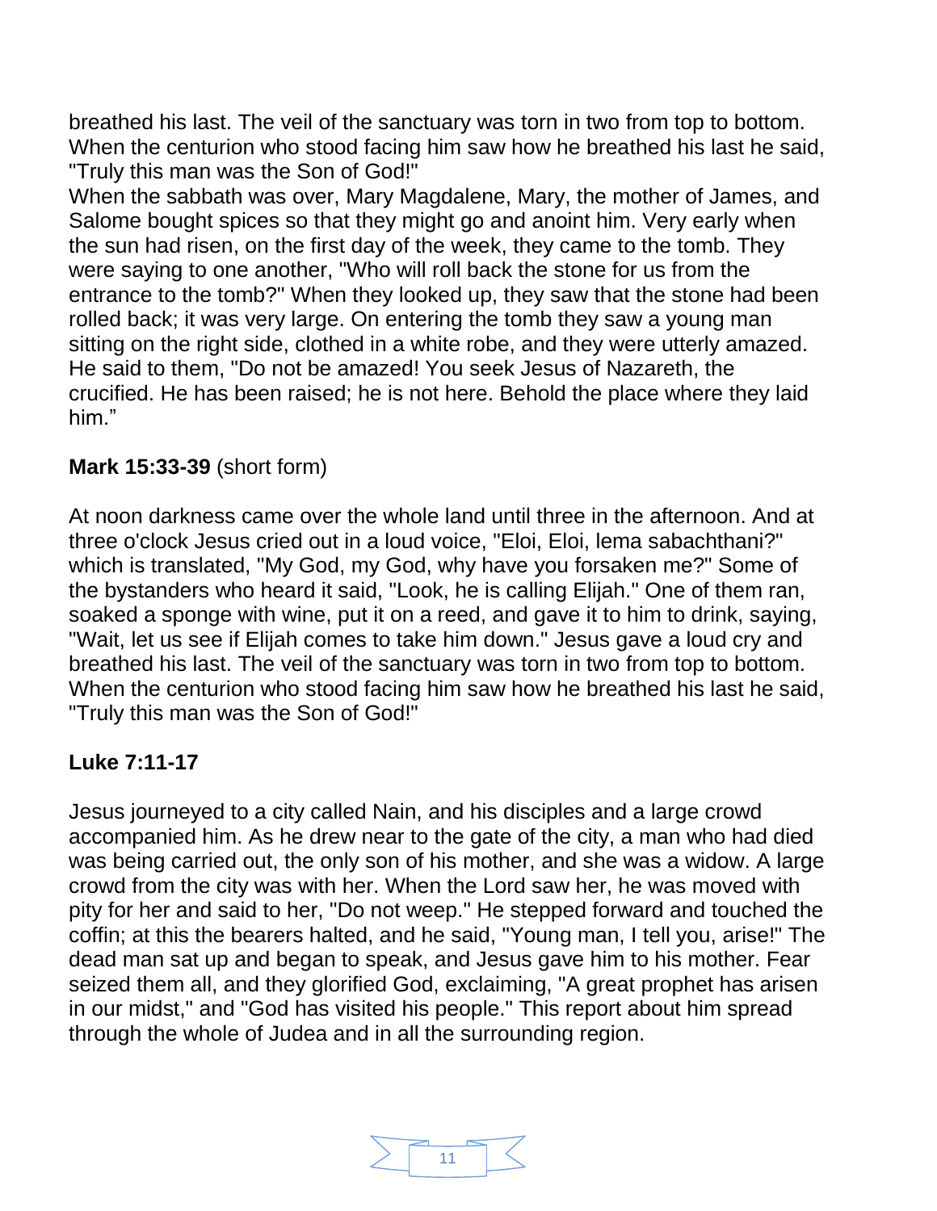breathed his last. The veil of the sanctuary was torn in two from top to bottom. When the centurion who stood facing him saw how he breathed his last he said, "Truly this man was the Son of God!"
When the sabbath was over, Mary Magdalene, Mary, the mother of James, and Salome bought spices so that they might go and anoint him. Very early when the sun had risen, on the first day of the week, they came to the tomb. They were saying to one another, "Who will roll back the stone for us from the entrance to the tomb?" When they looked up, they saw that the stone had been rolled back; it was very large. On entering the tomb they saw a young man sitting on the right side, clothed in a white robe, and they were utterly amazed. He said to them, "Do not be amazed! You seek Jesus of Nazareth, the crucified. He has been raised; he is not here. Behold the place where they laid him."

**Mark 15:33-39** (short form)

At noon darkness came over the whole land until three in the afternoon. And at three o'clock Jesus cried out in a loud voice, "Eloi, Eloi, lema sabachthani?" which is translated, "My God, my God, why have you forsaken me?" Some of the bystanders who heard it said, "Look, he is calling Elijah." One of them ran, soaked a sponge with wine, put it on a reed, and gave it to him to drink, saying, "Wait, let us see if Elijah comes to take him down." Jesus gave a loud cry and breathed his last. The veil of the sanctuary was torn in two from top to bottom. When the centurion who stood facing him saw how he breathed his last he said, "Truly this man was the Son of God!"

**Luke 7:11-17**

Jesus journeyed to a city called Nain, and his disciples and a large crowd accompanied him. As he drew near to the gate of the city, a man who had died was being carried out, the only son of his mother, and she was a widow. A large crowd from the city was with her. When the Lord saw her, he was moved with pity for her and said to her, "Do not weep." He stepped forward and touched the coffin; at this the bearers halted, and he said, "Young man, I tell you, arise!" The dead man sat up and began to speak, and Jesus gave him to his mother. Fear seized them all, and they glorified God, exclaiming, "A great prophet has arisen in our midst," and "God has visited his people." This report about him spread through the whole of Judea and in all the surrounding region.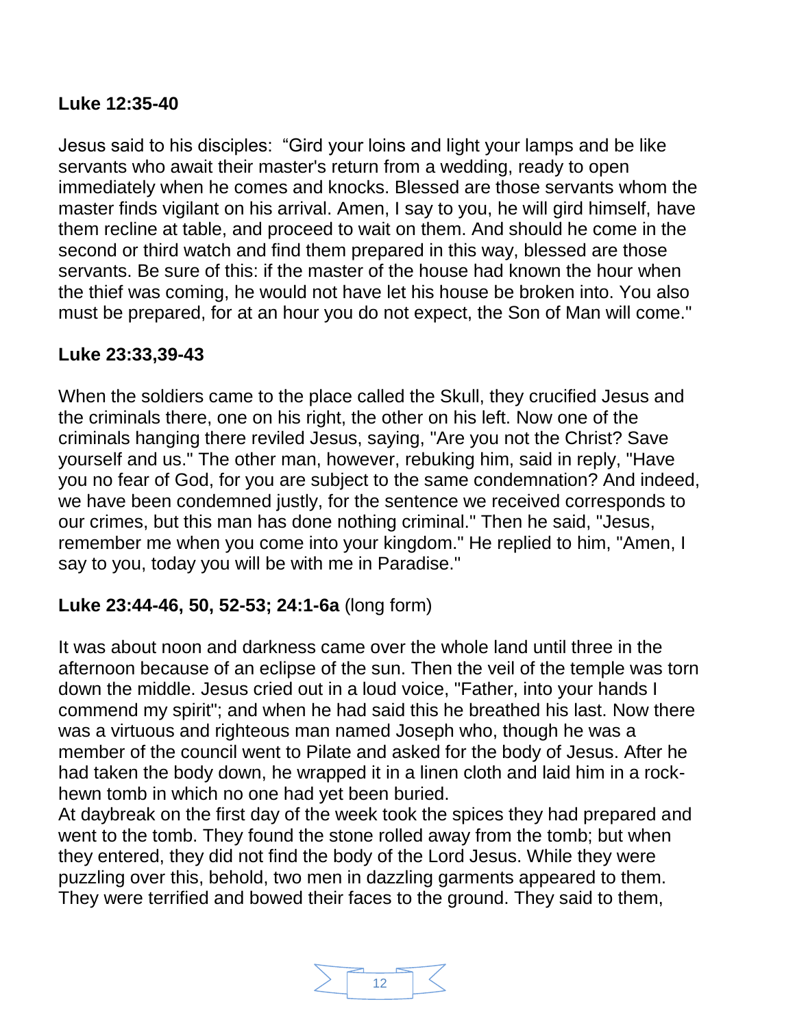**Luke 12:35-40**

Jesus said to his disciples: “Gird your loins and light your lamps and be like servants who await their master's return from a wedding, ready to open immediately when he comes and knocks. Blessed are those servants whom the master finds vigilant on his arrival. Amen, I say to you, he will gird himself, have them recline at table, and proceed to wait on them. And should he come in the second or third watch and find them prepared in this way, blessed are those servants. Be sure of this: if the master of the house had known the hour when the thief was coming, he would not have let his house be broken into. You also must be prepared, for at an hour you do not expect, the Son of Man will come."

**Luke 23:33,39-43**

When the soldiers came to the place called the Skull, they crucified Jesus and the criminals there, one on his right, the other on his left. Now one of the criminals hanging there reviled Jesus, saying, "Are you not the Christ? Save yourself and us." The other man, however, rebuking him, said in reply, "Have you no fear of God, for you are subject to the same condemnation? And indeed, we have been condemned justly, for the sentence we received corresponds to our crimes, but this man has done nothing criminal." Then he said, "Jesus, remember me when you come into your kingdom." He replied to him, "Amen, I say to you, today you will be with me in Paradise."

**Luke 23:44-46, 50, 52-53; 24:1-6a** (long form)

It was about noon and darkness came over the whole land until three in the afternoon because of an eclipse of the sun. Then the veil of the temple was torn down the middle. Jesus cried out in a loud voice, "Father, into your hands I commend my spirit"; and when he had said this he breathed his last. Now there was a virtuous and righteous man named Joseph who, though he was a member of the council went to Pilate and asked for the body of Jesus. After he had taken the body down, he wrapped it in a linen cloth and laid him in a rock-hewn tomb in which no one had yet been buried.
At daybreak on the first day of the week took the spices they had prepared and went to the tomb. They found the stone rolled away from the tomb; but when they entered, they did not find the body of the Lord Jesus. While they were puzzling over this, behold, two men in dazzling garments appeared to them. They were terrified and bowed their faces to the ground. They said to them,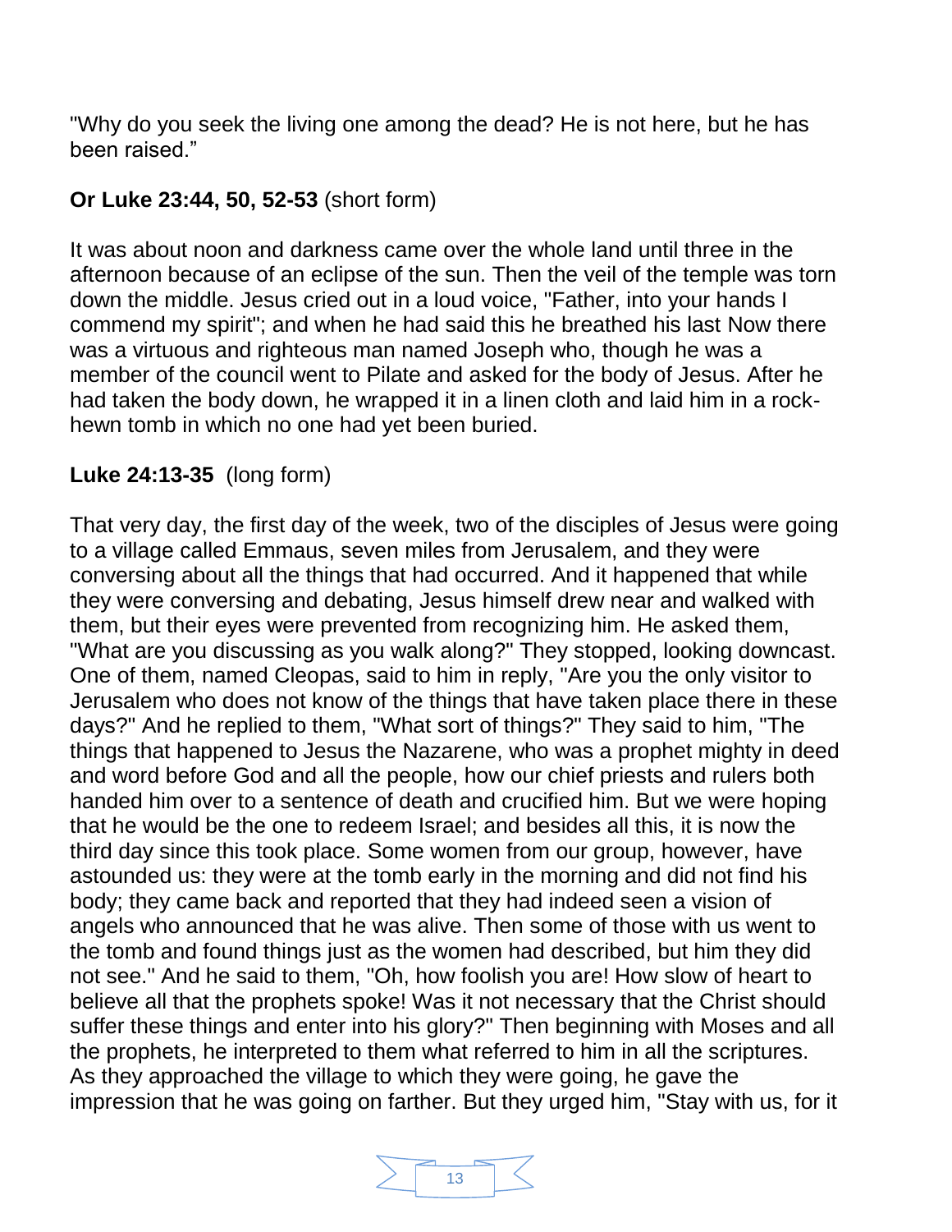"Why do you seek the living one among the dead? He is not here, but he has been raised."

**Or Luke 23:44, 50, 52-53** (short form)

It was about noon and darkness came over the whole land until three in the afternoon because of an eclipse of the sun. Then the veil of the temple was torn down the middle. Jesus cried out in a loud voice, "Father, into your hands I commend my spirit"; and when he had said this he breathed his last Now there was a virtuous and righteous man named Joseph who, though he was a member of the council went to Pilate and asked for the body of Jesus. After he had taken the body down, he wrapped it in a linen cloth and laid him in a rock-hewn tomb in which no one had yet been buried.

**Luke 24:13-35** (long form)

That very day, the first day of the week, two of the disciples of Jesus were going to a village called Emmaus, seven miles from Jerusalem, and they were conversing about all the things that had occurred. And it happened that while they were conversing and debating, Jesus himself drew near and walked with them, but their eyes were prevented from recognizing him. He asked them, "What are you discussing as you walk along?" They stopped, looking downcast. One of them, named Cleopas, said to him in reply, "Are you the only visitor to Jerusalem who does not know of the things that have taken place there in these days?" And he replied to them, "What sort of things?" They said to him, "The things that happened to Jesus the Nazarene, who was a prophet mighty in deed and word before God and all the people, how our chief priests and rulers both handed him over to a sentence of death and crucified him. But we were hoping that he would be the one to redeem Israel; and besides all this, it is now the third day since this took place. Some women from our group, however, have astounded us: they were at the tomb early in the morning and did not find his body; they came back and reported that they had indeed seen a vision of angels who announced that he was alive. Then some of those with us went to the tomb and found things just as the women had described, but him they did not see." And he said to them, "Oh, how foolish you are! How slow of heart to believe all that the prophets spoke! Was it not necessary that the Christ should suffer these things and enter into his glory?" Then beginning with Moses and all the prophets, he interpreted to them what referred to him in all the scriptures. As they approached the village to which they were going, he gave the impression that he was going on farther. But they urged him, "Stay with us, for it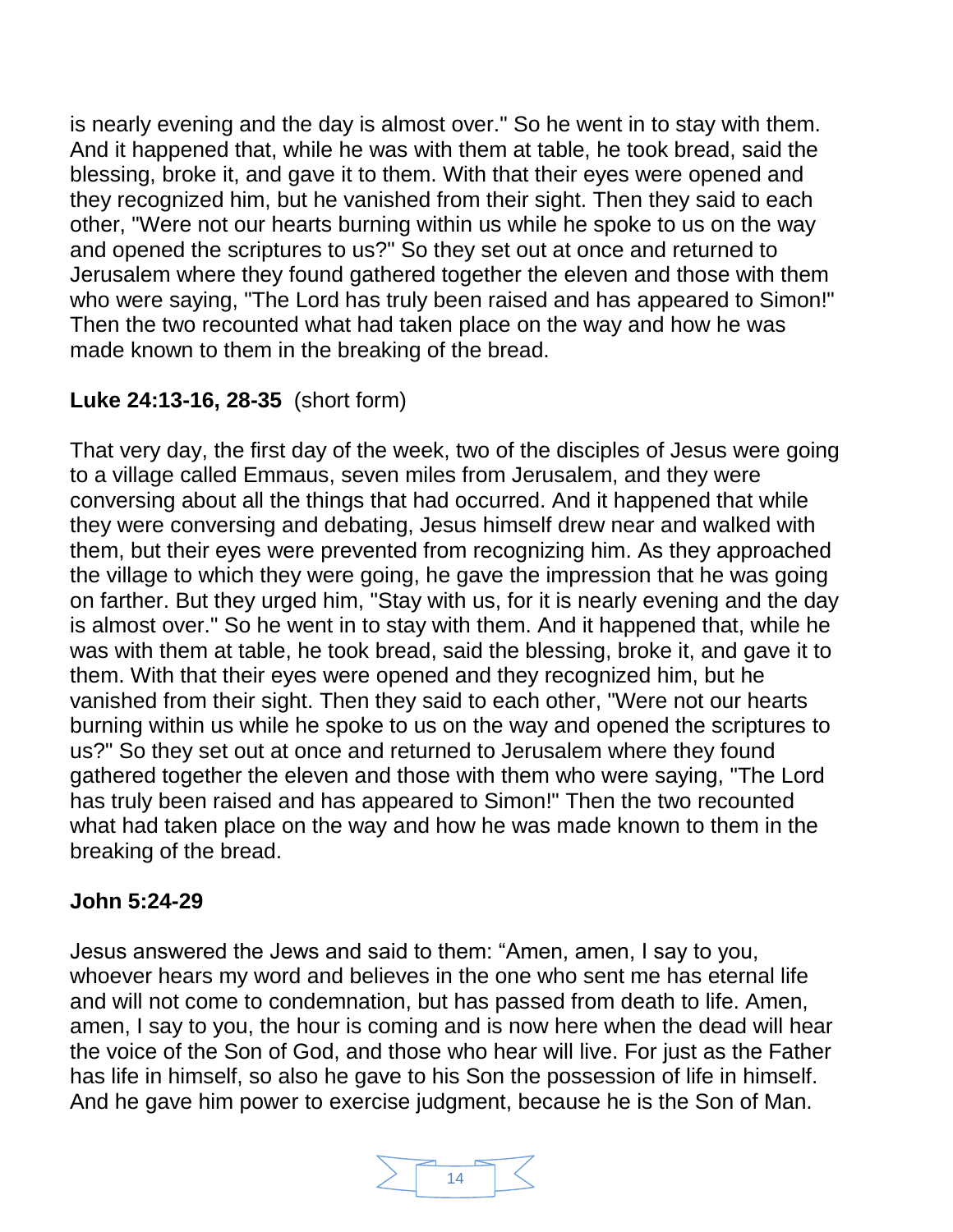is nearly evening and the day is almost over." So he went in to stay with them. And it happened that, while he was with them at table, he took bread, said the blessing, broke it, and gave it to them. With that their eyes were opened and they recognized him, but he vanished from their sight. Then they said to each other, "Were not our hearts burning within us while he spoke to us on the way and opened the scriptures to us?" So they set out at once and returned to Jerusalem where they found gathered together the eleven and those with them who were saying, "The Lord has truly been raised and has appeared to Simon!" Then the two recounted what had taken place on the way and how he was made known to them in the breaking of the bread.

**Luke 24:13-16, 28-35** (short form)

That very day, the first day of the week, two of the disciples of Jesus were going to a village called Emmaus, seven miles from Jerusalem, and they were conversing about all the things that had occurred. And it happened that while they were conversing and debating, Jesus himself drew near and walked with them, but their eyes were prevented from recognizing him. As they approached the village to which they were going, he gave the impression that he was going on farther. But they urged him, "Stay with us, for it is nearly evening and the day is almost over." So he went in to stay with them. And it happened that, while he was with them at table, he took bread, said the blessing, broke it, and gave it to them. With that their eyes were opened and they recognized him, but he vanished from their sight. Then they said to each other, "Were not our hearts burning within us while he spoke to us on the way and opened the scriptures to us?" So they set out at once and returned to Jerusalem where they found gathered together the eleven and those with them who were saying, "The Lord has truly been raised and has appeared to Simon!" Then the two recounted what had taken place on the way and how he was made known to them in the breaking of the bread.

**John 5:24-29**

Jesus answered the Jews and said to them: "Amen, amen, I say to you, whoever hears my word and believes in the one who sent me has eternal life and will not come to condemnation, but has passed from death to life. Amen, amen, I say to you, the hour is coming and is now here when the dead will hear the voice of the Son of God, and those who hear will live. For just as the Father has life in himself, so also he gave to his Son the possession of life in himself. And he gave him power to exercise judgment, because he is the Son of Man.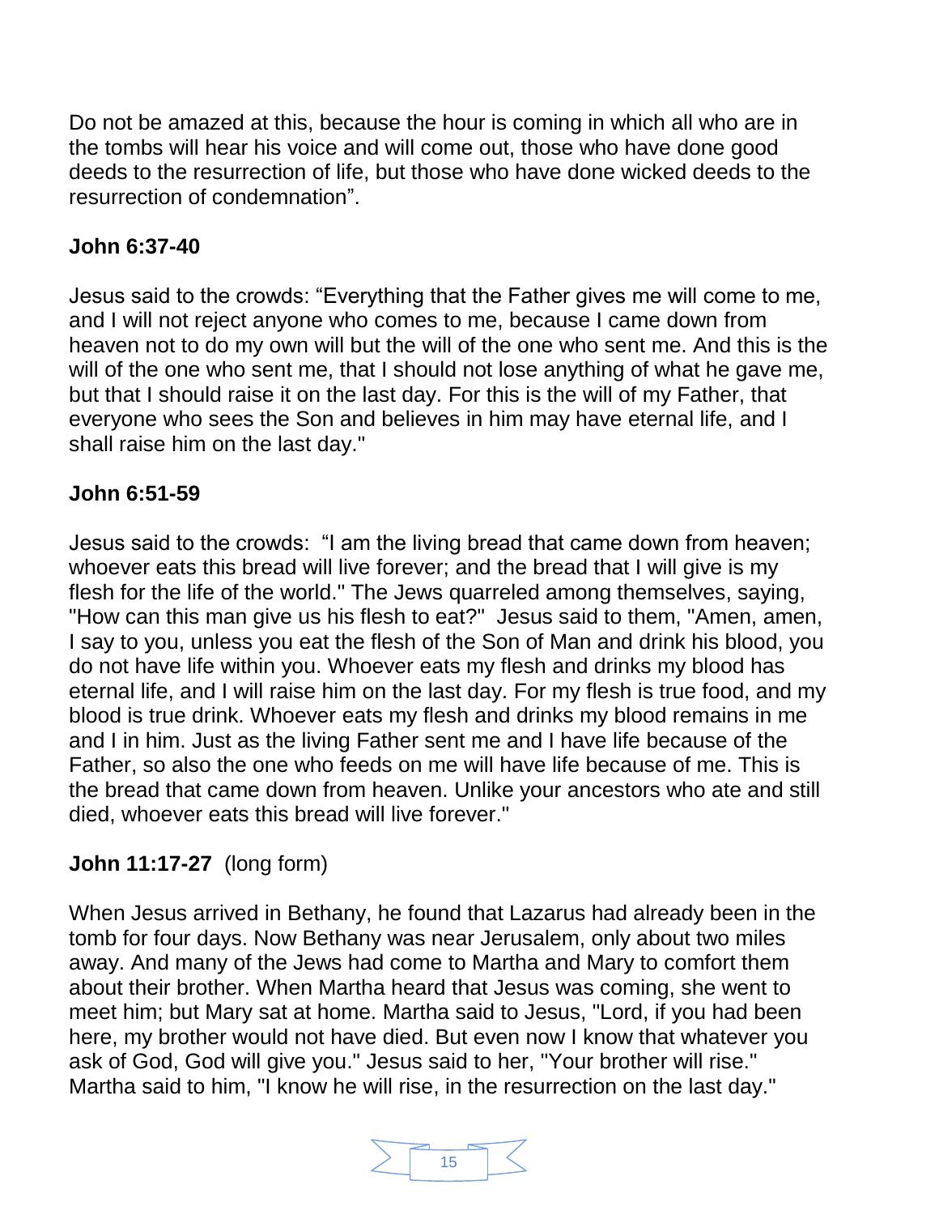Do not be amazed at this, because the hour is coming in which all who are in the tombs will hear his voice and will come out, those who have done good deeds to the resurrection of life, but those who have done wicked deeds to the resurrection of condemnation".

**John 6:37-40**

Jesus said to the crowds: "Everything that the Father gives me will come to me, and I will not reject anyone who comes to me, because I came down from heaven not to do my own will but the will of the one who sent me. And this is the will of the one who sent me, that I should not lose anything of what he gave me, but that I should raise it on the last day. For this is the will of my Father, that everyone who sees the Son and believes in him may have eternal life, and I shall raise him on the last day."

**John 6:51-59**

Jesus said to the crowds: "I am the living bread that came down from heaven; whoever eats this bread will live forever; and the bread that I will give is my flesh for the life of the world." The Jews quarreled among themselves, saying, "How can this man give us his flesh to eat?" Jesus said to them, "Amen, amen, I say to you, unless you eat the flesh of the Son of Man and drink his blood, you do not have life within you. Whoever eats my flesh and drinks my blood has eternal life, and I will raise him on the last day. For my flesh is true food, and my blood is true drink. Whoever eats my flesh and drinks my blood remains in me and I in him. Just as the living Father sent me and I have life because of the Father, so also the one who feeds on me will have life because of me. This is the bread that came down from heaven. Unlike your ancestors who ate and still died, whoever eats this bread will live forever."

**John 11:17-27** (long form)

When Jesus arrived in Bethany, he found that Lazarus had already been in the tomb for four days. Now Bethany was near Jerusalem, only about two miles away. And many of the Jews had come to Martha and Mary to comfort them about their brother. When Martha heard that Jesus was coming, she went to meet him; but Mary sat at home. Martha said to Jesus, "Lord, if you had been here, my brother would not have died. But even now I know that whatever you ask of God, God will give you." Jesus said to her, "Your brother will rise." Martha said to him, "I know he will rise, in the resurrection on the last day."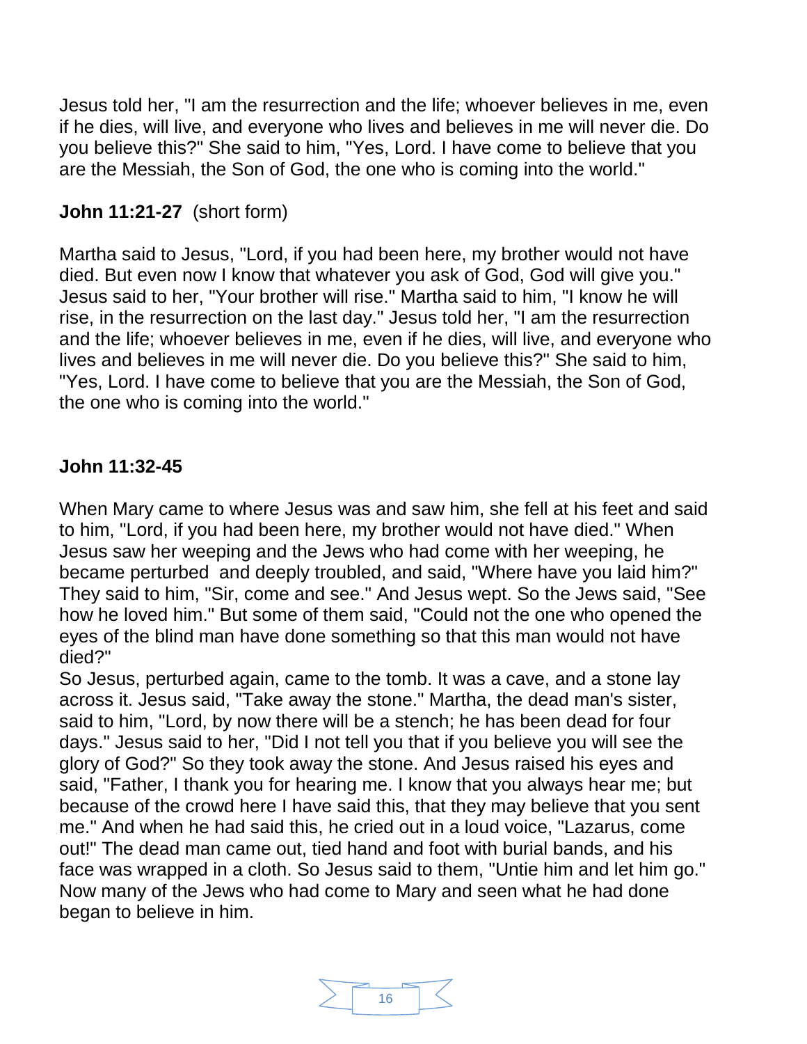Jesus told her, "I am the resurrection and the life; whoever believes in me, even if he dies, will live, and everyone who lives and believes in me will never die. Do you believe this?" She said to him, "Yes, Lord. I have come to believe that you are the Messiah, the Son of God, the one who is coming into the world."

**John 11:21-27** (short form)

Martha said to Jesus, "Lord, if you had been here, my brother would not have died. But even now I know that whatever you ask of God, God will give you." Jesus said to her, "Your brother will rise." Martha said to him, "I know he will rise, in the resurrection on the last day." Jesus told her, "I am the resurrection and the life; whoever believes in me, even if he dies, will live, and everyone who lives and believes in me will never die. Do you believe this?" She said to him, "Yes, Lord. I have come to believe that you are the Messiah, the Son of God, the one who is coming into the world."

**John 11:32-45**

When Mary came to where Jesus was and saw him, she fell at his feet and said to him, "Lord, if you had been here, my brother would not have died." When Jesus saw her weeping and the Jews who had come with her weeping, he became perturbed and deeply troubled, and said, "Where have you laid him?" They said to him, "Sir, come and see." And Jesus wept. So the Jews said, "See how he loved him." But some of them said, "Could not the one who opened the eyes of the blind man have done something so that this man would not have died?"
So Jesus, perturbed again, came to the tomb. It was a cave, and a stone lay across it. Jesus said, "Take away the stone." Martha, the dead man's sister, said to him, "Lord, by now there will be a stench; he has been dead for four days." Jesus said to her, "Did I not tell you that if you believe you will see the glory of God?" So they took away the stone. And Jesus raised his eyes and said, "Father, I thank you for hearing me. I know that you always hear me; but because of the crowd here I have said this, that they may believe that you sent me." And when he had said this, he cried out in a loud voice, "Lazarus, come out!" The dead man came out, tied hand and foot with burial bands, and his face was wrapped in a cloth. So Jesus said to them, "Untie him and let him go." Now many of the Jews who had come to Mary and seen what he had done began to believe in him.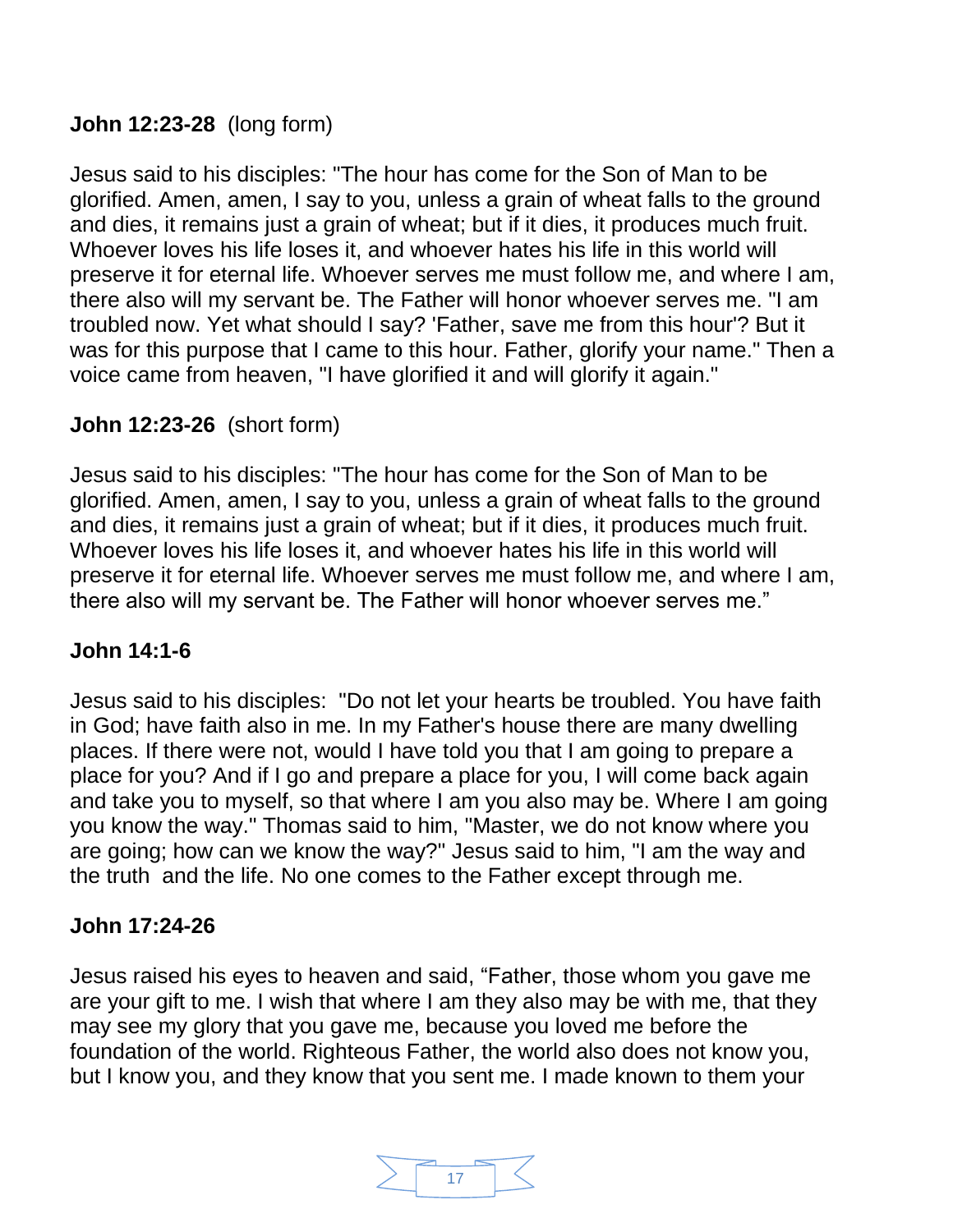**John 12:23-28** (long form)

Jesus said to his disciples: "The hour has come for the Son of Man to be glorified. Amen, amen, I say to you, unless a grain of wheat falls to the ground and dies, it remains just a grain of wheat; but if it dies, it produces much fruit. Whoever loves his life loses it, and whoever hates his life in this world will preserve it for eternal life. Whoever serves me must follow me, and where I am, there also will my servant be. The Father will honor whoever serves me. "I am troubled now. Yet what should I say? 'Father, save me from this hour'? But it was for this purpose that I came to this hour. Father, glorify your name." Then a voice came from heaven, "I have glorified it and will glorify it again."

**John 12:23-26** (short form)

Jesus said to his disciples: "The hour has come for the Son of Man to be glorified. Amen, amen, I say to you, unless a grain of wheat falls to the ground and dies, it remains just a grain of wheat; but if it dies, it produces much fruit. Whoever loves his life loses it, and whoever hates his life in this world will preserve it for eternal life. Whoever serves me must follow me, and where I am, there also will my servant be. The Father will honor whoever serves me."

**John 14:1-6**

Jesus said to his disciples: "Do not let your hearts be troubled. You have faith in God; have faith also in me. In my Father's house there are many dwelling places. If there were not, would I have told you that I am going to prepare a place for you? And if I go and prepare a place for you, I will come back again and take you to myself, so that where I am you also may be. Where I am going you know the way." Thomas said to him, "Master, we do not know where you are going; how can we know the way?" Jesus said to him, "I am the way and the truth and the life. No one comes to the Father except through me.

**John 17:24-26**

Jesus raised his eyes to heaven and said, "Father, those whom you gave me are your gift to me. I wish that where I am they also may be with me, that they may see my glory that you gave me, because you loved me before the foundation of the world. Righteous Father, the world also does not know you, but I know you, and they know that you sent me. I made known to them your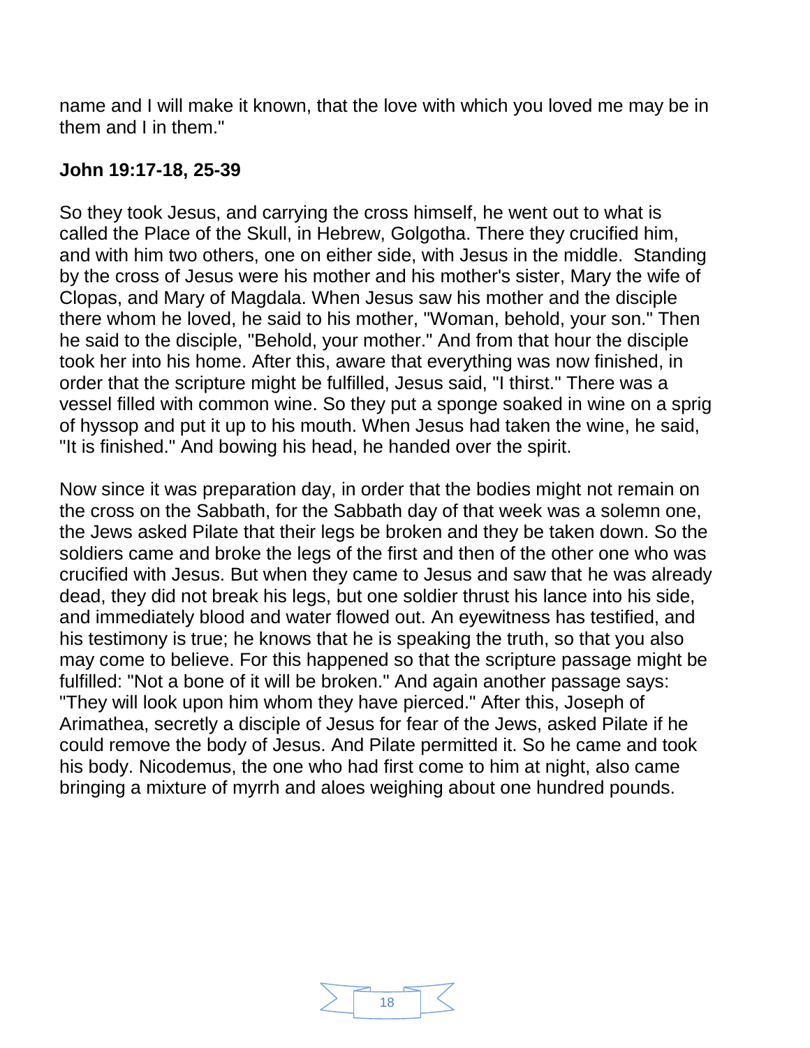name and I will make it known, that the love with which you loved me may be in them and I in them."

**John 19:17-18, 25-39**

So they took Jesus, and carrying the cross himself, he went out to what is called the Place of the Skull, in Hebrew, Golgotha. There they crucified him, and with him two others, one on either side, with Jesus in the middle. Standing by the cross of Jesus were his mother and his mother's sister, Mary the wife of Clopas, and Mary of Magdala. When Jesus saw his mother and the disciple there whom he loved, he said to his mother, "Woman, behold, your son." Then he said to the disciple, "Behold, your mother." And from that hour the disciple took her into his home. After this, aware that everything was now finished, in order that the scripture might be fulfilled, Jesus said, "I thirst." There was a vessel filled with common wine. So they put a sponge soaked in wine on a sprig of hyssop and put it up to his mouth. When Jesus had taken the wine, he said, "It is finished." And bowing his head, he handed over the spirit.

Now since it was preparation day, in order that the bodies might not remain on the cross on the Sabbath, for the Sabbath day of that week was a solemn one, the Jews asked Pilate that their legs be broken and they be taken down. So the soldiers came and broke the legs of the first and then of the other one who was crucified with Jesus. But when they came to Jesus and saw that he was already dead, they did not break his legs, but one soldier thrust his lance into his side, and immediately blood and water flowed out. An eyewitness has testified, and his testimony is true; he knows that he is speaking the truth, so that you also may come to believe. For this happened so that the scripture passage might be fulfilled: "Not a bone of it will be broken." And again another passage says: "They will look upon him whom they have pierced." After this, Joseph of Arimathea, secretly a disciple of Jesus for fear of the Jews, asked Pilate if he could remove the body of Jesus. And Pilate permitted it. So he came and took his body. Nicodemus, the one who had first come to him at night, also came bringing a mixture of myrrh and aloes weighing about one hundred pounds.